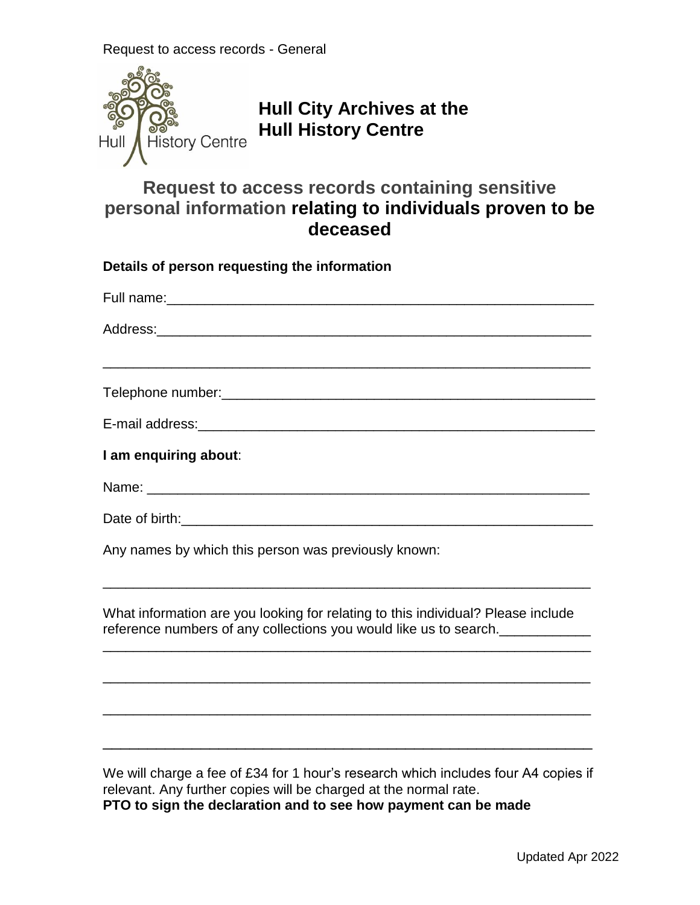Request to access records - General

# Hull City Archives at the Hull History Centre

## Request to access records containing sensitive personal information relating to individuals proven to be deceased

**Details of person requesting the information**

Full name:\_\_\_\_\_\_\_\_\_\_\_\_\_\_\_\_\_\_\_\_\_\_\_\_\_\_\_\_\_\_\_\_\_\_\_\_\_\_\_\_\_\_\_\_\_\_\_\_\_\_\_\_\_\_\_\_

Address:\_\_\_\_\_\_\_\_\_\_\_\_\_\_\_\_\_\_\_\_\_\_\_\_\_\_\_\_\_\_\_\_\_\_\_\_\_\_\_\_\_\_\_\_\_\_\_\_\_\_\_\_\_\_\_\_\_

\_\_\_\_\_\_\_\_\_\_\_\_\_\_\_\_\_\_\_\_\_\_\_\_\_\_\_\_\_\_\_\_\_\_\_\_\_\_\_\_\_\_\_\_\_\_\_\_\_\_\_\_\_\_\_\_\_\_\_\_\_\_\_

Telephone number:\_\_\_\_\_\_\_\_\_\_\_\_\_\_\_\_\_\_\_\_\_\_\_\_\_\_\_\_\_\_\_\_\_\_\_\_\_\_\_\_\_\_\_\_\_\_\_\_\_

E-mail address:\_\_\_\_\_\_\_\_\_\_\_\_\_\_\_\_\_\_\_\_\_\_\_\_\_\_\_\_\_\_\_\_\_\_\_\_\_\_\_\_\_\_\_\_\_\_\_\_\_\_\_\_

**I am enquiring about**:

Name: \_\_\_\_\_\_\_\_\_\_\_\_\_\_\_\_\_\_\_\_\_\_\_\_\_\_\_\_\_\_\_\_\_\_\_\_\_\_\_\_\_\_\_\_\_\_\_\_\_\_\_\_\_\_\_\_\_\_

Date of birth:\_\_\_\_\_\_\_\_\_\_\_\_\_\_\_\_\_\_\_\_\_\_\_\_\_\_\_\_\_\_\_\_\_\_\_\_\_\_\_\_\_\_\_\_\_\_\_\_\_\_\_\_\_

Any names by which this person was previously known:

\_\_\_\_\_\_\_\_\_\_\_\_\_\_\_\_\_\_\_\_\_\_\_\_\_\_\_\_\_\_\_\_\_\_\_\_\_\_\_\_\_\_\_\_\_\_\_\_\_\_\_\_\_\_\_\_\_\_\_\_\_\_\_

What information are you looking for relating to this individual? Please include reference numbers of any collections you would like us to search.\_\_\_\_\_\_\_\_\_\_\_\_

\_\_\_\_\_\_\_\_\_\_\_\_\_\_\_\_\_\_\_\_\_\_\_\_\_\_\_\_\_\_\_\_\_\_\_\_\_\_\_\_\_\_\_\_\_\_\_\_\_\_\_\_\_\_\_\_\_\_\_\_\_\_\_

\_\_\_\_\_\_\_\_\_\_\_\_\_\_\_\_\_\_\_\_\_\_\_\_\_\_\_\_\_\_\_\_\_\_\_\_\_\_\_\_\_\_\_\_\_\_\_\_\_\_\_\_\_\_\_\_\_\_\_\_\_\_\_

\_\_\_\_\_\_\_\_\_\_\_\_\_\_\_\_\_\_\_\_\_\_\_\_\_\_\_\_\_\_\_\_\_\_\_\_\_\_\_\_\_\_\_\_\_\_\_\_\_\_\_\_\_\_\_\_\_\_\_\_\_\_\_

\_\_\_\_\_\_\_\_\_\_\_\_\_\_\_\_\_\_\_\_\_\_\_\_\_\_\_\_\_\_\_\_\_\_\_\_\_\_\_\_\_\_\_\_\_\_\_\_\_\_\_\_\_\_\_\_\_\_\_\_\_\_\_

We will charge a fee of £34 for 1 hour's research which includes four A4 copies if relevant. Any further copies will be charged at the normal rate.

**PTO to sign the declaration and to see how payment can be made**

Updated Apr 2022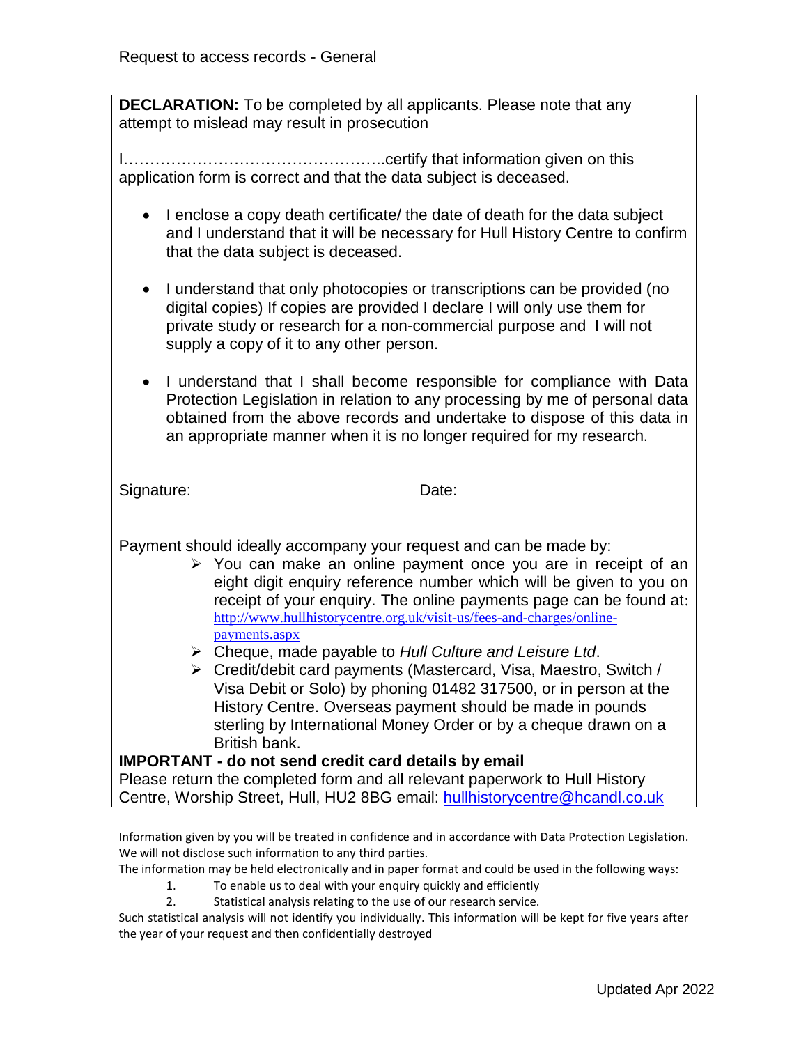Request to access records - General

**DECLARATION:** To be completed by all applicants. Please note that any attempt to mislead may result in prosecution

I…………………………………………..certify that information given on this application form is correct and that the data subject is deceased.

- I enclose a copy death certificate/ the date of death for the data subject and I understand that it will be necessary for Hull History Centre to confirm that the data subject is deceased.
- I understand that only photocopies or transcriptions can be provided (no digital copies) If copies are provided I declare I will only use them for private study or research for a non-commercial purpose and I will not supply a copy of it to any other person.
- I understand that I shall become responsible for compliance with Data Protection Legislation in relation to any processing by me of personal data obtained from the above records and undertake to dispose of this data in an appropriate manner when it is no longer required for my research.

Signature: Date:

Payment should ideally accompany your request and can be made by:

- You can make an online payment once you are in receipt of an eight digit enquiry reference number which will be given to you on receipt of your enquiry. The online payments page can be found at: http://www.hullhistorycentre.org.uk/visit-us/fees-and-charges/online-payments.aspx
- Cheque, made payable to *Hull Culture and Leisure Ltd*.
- Credit/debit card payments (Mastercard, Visa, Maestro, Switch / Visa Debit or Solo) by phoning 01482 317500, or in person at the History Centre. Overseas payment should be made in pounds sterling by International Money Order or by a cheque drawn on a British bank.

**IMPORTANT - do not send credit card details by email**

Please return the completed form and all relevant paperwork to Hull History Centre, Worship Street, Hull, HU2 8BG email: hullhistorycentre@hcandl.co.uk

Information given by you will be treated in confidence and in accordance with Data Protection Legislation. We will not disclose such information to any third parties.

The information may be held electronically and in paper format and could be used in the following ways:

1. To enable us to deal with your enquiry quickly and efficiently
2. Statistical analysis relating to the use of our research service.

Such statistical analysis will not identify you individually. This information will be kept for five years after the year of your request and then confidentially destroyed

Updated Apr 2022